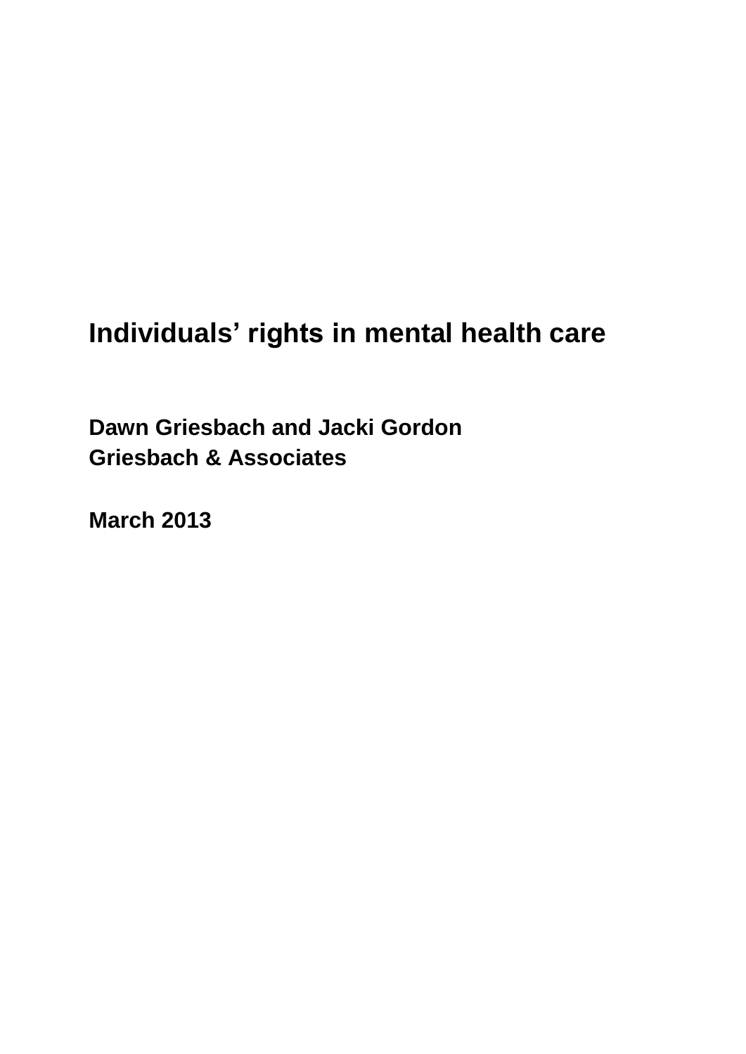# Individuals' rights in mental health care

**Dawn Griesbach and Jacki Gordon**
**Griesbach & Associates**

**March 2013**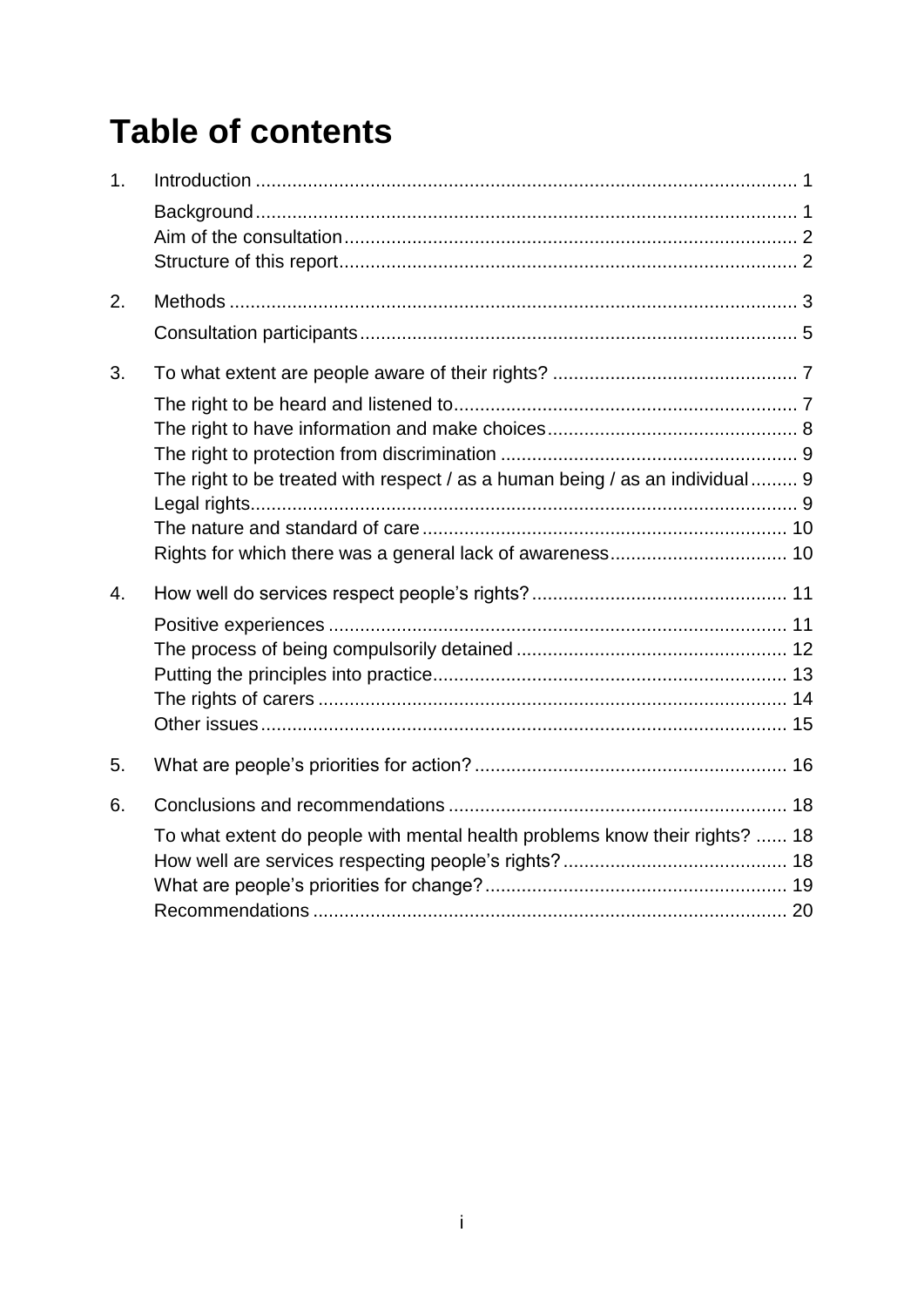# Table of contents

1. Introduction ... 1
   - Background ... 1
   - Aim of the consultation ... 2
   - Structure of this report ... 2
2. Methods ... 3
   - Consultation participants ... 5
3. To what extent are people aware of their rights? ... 7
   - The right to be heard and listened to ... 7
   - The right to have information and make choices ... 8
   - The right to protection from discrimination ... 9
   - The right to be treated with respect / as a human being / as an individual ... 9
   - Legal rights ... 9
   - The nature and standard of care ... 10
   - Rights for which there was a general lack of awareness ... 10
4. How well do services respect people's rights? ... 11
   - Positive experiences ... 11
   - The process of being compulsorily detained ... 12
   - Putting the principles into practice ... 13
   - The rights of carers ... 14
   - Other issues ... 15
5. What are people's priorities for action? ... 16
6. Conclusions and recommendations ... 18
   - To what extent do people with mental health problems know their rights? ... 18
   - How well are services respecting people's rights? ... 18
   - What are people's priorities for change? ... 19
   - Recommendations ... 20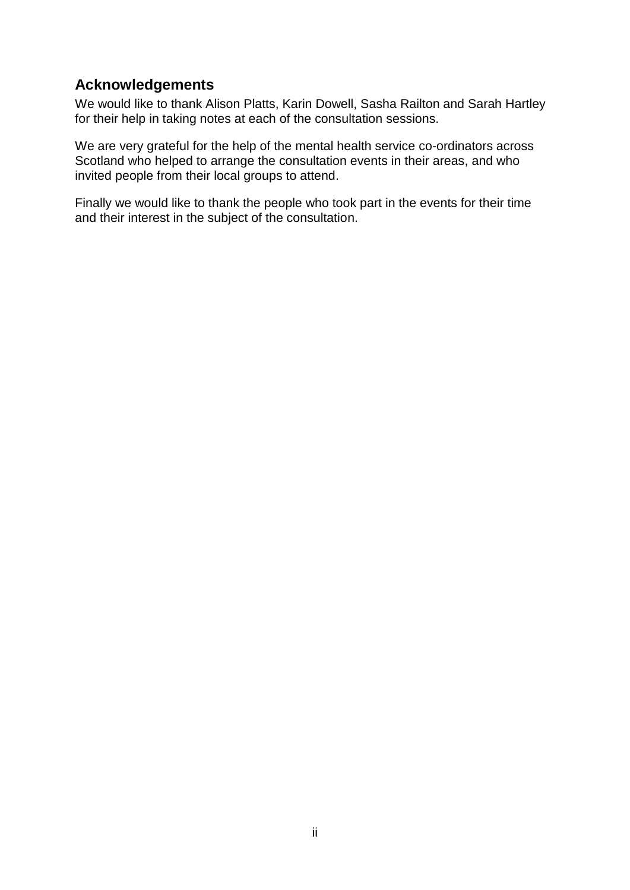## Acknowledgements

We would like to thank Alison Platts, Karin Dowell, Sasha Railton and Sarah Hartley for their help in taking notes at each of the consultation sessions.

We are very grateful for the help of the mental health service co-ordinators across Scotland who helped to arrange the consultation events in their areas, and who invited people from their local groups to attend.

Finally we would like to thank the people who took part in the events for their time and their interest in the subject of the consultation.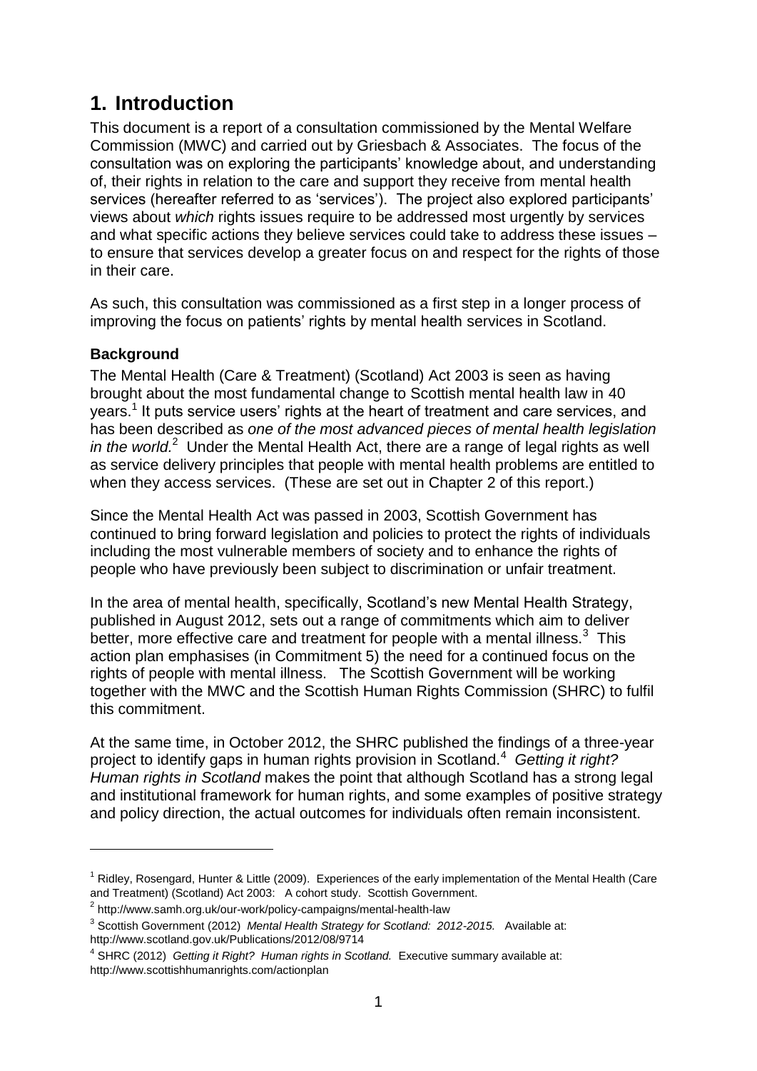# 1. Introduction

This document is a report of a consultation commissioned by the Mental Welfare Commission (MWC) and carried out by Griesbach & Associates. The focus of the consultation was on exploring the participants' knowledge about, and understanding of, their rights in relation to the care and support they receive from mental health services (hereafter referred to as 'services'). The project also explored participants' views about *which* rights issues require to be addressed most urgently by services and what specific actions they believe services could take to address these issues – to ensure that services develop a greater focus on and respect for the rights of those in their care.

As such, this consultation was commissioned as a first step in a longer process of improving the focus on patients' rights by mental health services in Scotland.

**Background**

The Mental Health (Care & Treatment) (Scotland) Act 2003 is seen as having brought about the most fundamental change to Scottish mental health law in 40 years.[1] It puts service users' rights at the heart of treatment and care services, and has been described as *one of the most advanced pieces of mental health legislation in the world.*[2] Under the Mental Health Act, there are a range of legal rights as well as service delivery principles that people with mental health problems are entitled to when they access services. (These are set out in Chapter 2 of this report.)

Since the Mental Health Act was passed in 2003, Scottish Government has continued to bring forward legislation and policies to protect the rights of individuals including the most vulnerable members of society and to enhance the rights of people who have previously been subject to discrimination or unfair treatment.

In the area of mental health, specifically, Scotland's new Mental Health Strategy, published in August 2012, sets out a range of commitments which aim to deliver better, more effective care and treatment for people with a mental illness.[3] This action plan emphasises (in Commitment 5) the need for a continued focus on the rights of people with mental illness. The Scottish Government will be working together with the MWC and the Scottish Human Rights Commission (SHRC) to fulfil this commitment.

At the same time, in October 2012, the SHRC published the findings of a three-year project to identify gaps in human rights provision in Scotland.[4] *Getting it right? Human rights in Scotland* makes the point that although Scotland has a strong legal and institutional framework for human rights, and some examples of positive strategy and policy direction, the actual outcomes for individuals often remain inconsistent.

---

[1] Ridley, Rosengard, Hunter & Little (2009). Experiences of the early implementation of the Mental Health (Care and Treatment) (Scotland) Act 2003: A cohort study. Scottish Government.

[2] http://www.samh.org.uk/our-work/policy-campaigns/mental-health-law

[3] Scottish Government (2012) *Mental Health Strategy for Scotland: 2012-2015.* Available at: http://www.scotland.gov.uk/Publications/2012/08/9714

[4] SHRC (2012) *Getting it Right? Human rights in Scotland.* Executive summary available at: http://www.scottishhumanrights.com/actionplan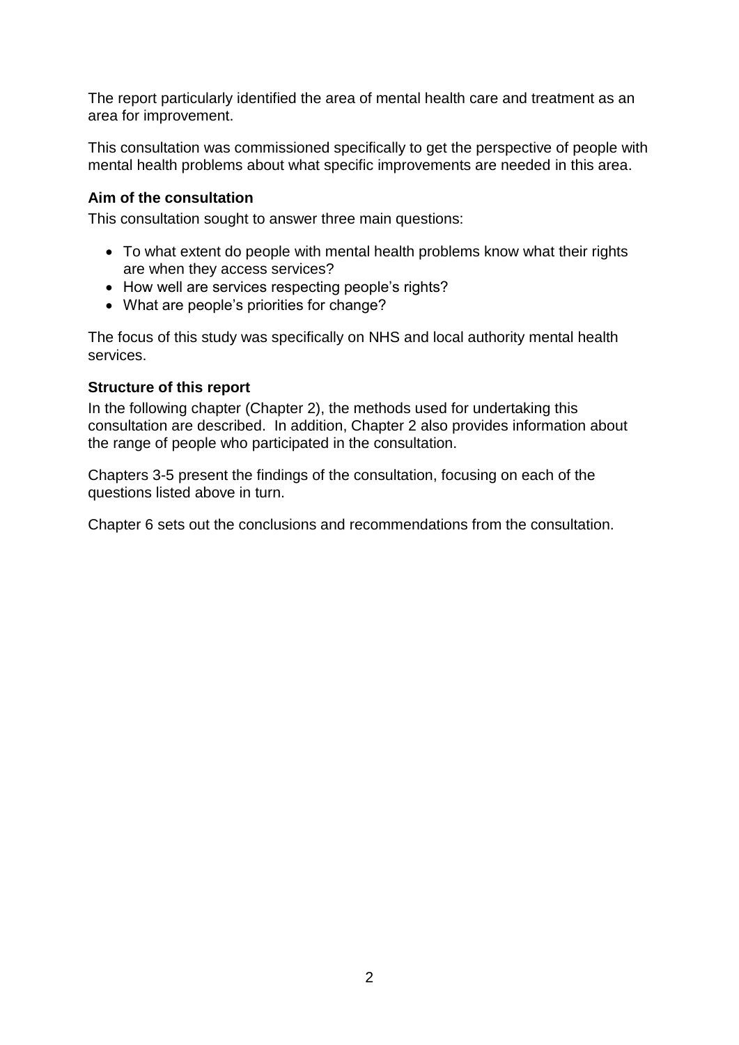The report particularly identified the area of mental health care and treatment as an area for improvement.

This consultation was commissioned specifically to get the perspective of people with mental health problems about what specific improvements are needed in this area.

### Aim of the consultation

This consultation sought to answer three main questions:

- To what extent do people with mental health problems know what their rights are when they access services?
- How well are services respecting people's rights?
- What are people's priorities for change?

The focus of this study was specifically on NHS and local authority mental health services.

### Structure of this report

In the following chapter (Chapter 2), the methods used for undertaking this consultation are described. In addition, Chapter 2 also provides information about the range of people who participated in the consultation.

Chapters 3-5 present the findings of the consultation, focusing on each of the questions listed above in turn.

Chapter 6 sets out the conclusions and recommendations from the consultation.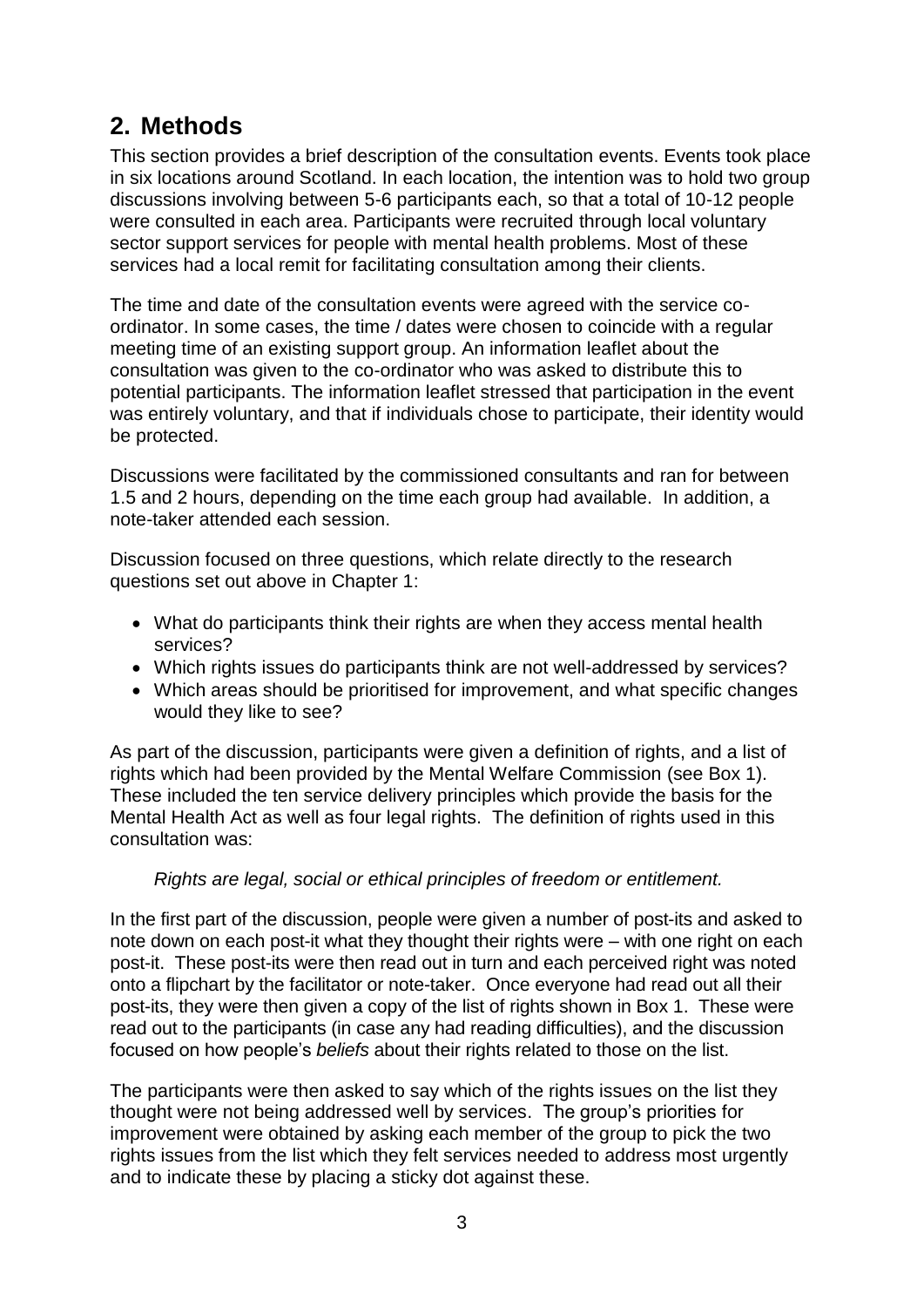## 2. Methods

This section provides a brief description of the consultation events. Events took place in six locations around Scotland. In each location, the intention was to hold two group discussions involving between 5-6 participants each, so that a total of 10-12 people were consulted in each area. Participants were recruited through local voluntary sector support services for people with mental health problems. Most of these services had a local remit for facilitating consultation among their clients.

The time and date of the consultation events were agreed with the service co-ordinator. In some cases, the time / dates were chosen to coincide with a regular meeting time of an existing support group. An information leaflet about the consultation was given to the co-ordinator who was asked to distribute this to potential participants. The information leaflet stressed that participation in the event was entirely voluntary, and that if individuals chose to participate, their identity would be protected.

Discussions were facilitated by the commissioned consultants and ran for between 1.5 and 2 hours, depending on the time each group had available. In addition, a note-taker attended each session.

Discussion focused on three questions, which relate directly to the research questions set out above in Chapter 1:

- What do participants think their rights are when they access mental health services?
- Which rights issues do participants think are not well-addressed by services?
- Which areas should be prioritised for improvement, and what specific changes would they like to see?

As part of the discussion, participants were given a definition of rights, and a list of rights which had been provided by the Mental Welfare Commission (see Box 1). These included the ten service delivery principles which provide the basis for the Mental Health Act as well as four legal rights. The definition of rights used in this consultation was:

*Rights are legal, social or ethical principles of freedom or entitlement.*

In the first part of the discussion, people were given a number of post-its and asked to note down on each post-it what they thought their rights were – with one right on each post-it. These post-its were then read out in turn and each perceived right was noted onto a flipchart by the facilitator or note-taker. Once everyone had read out all their post-its, they were then given a copy of the list of rights shown in Box 1. These were read out to the participants (in case any had reading difficulties), and the discussion focused on how people's *beliefs* about their rights related to those on the list.

The participants were then asked to say which of the rights issues on the list they thought were not being addressed well by services. The group's priorities for improvement were obtained by asking each member of the group to pick the two rights issues from the list which they felt services needed to address most urgently and to indicate these by placing a sticky dot against these.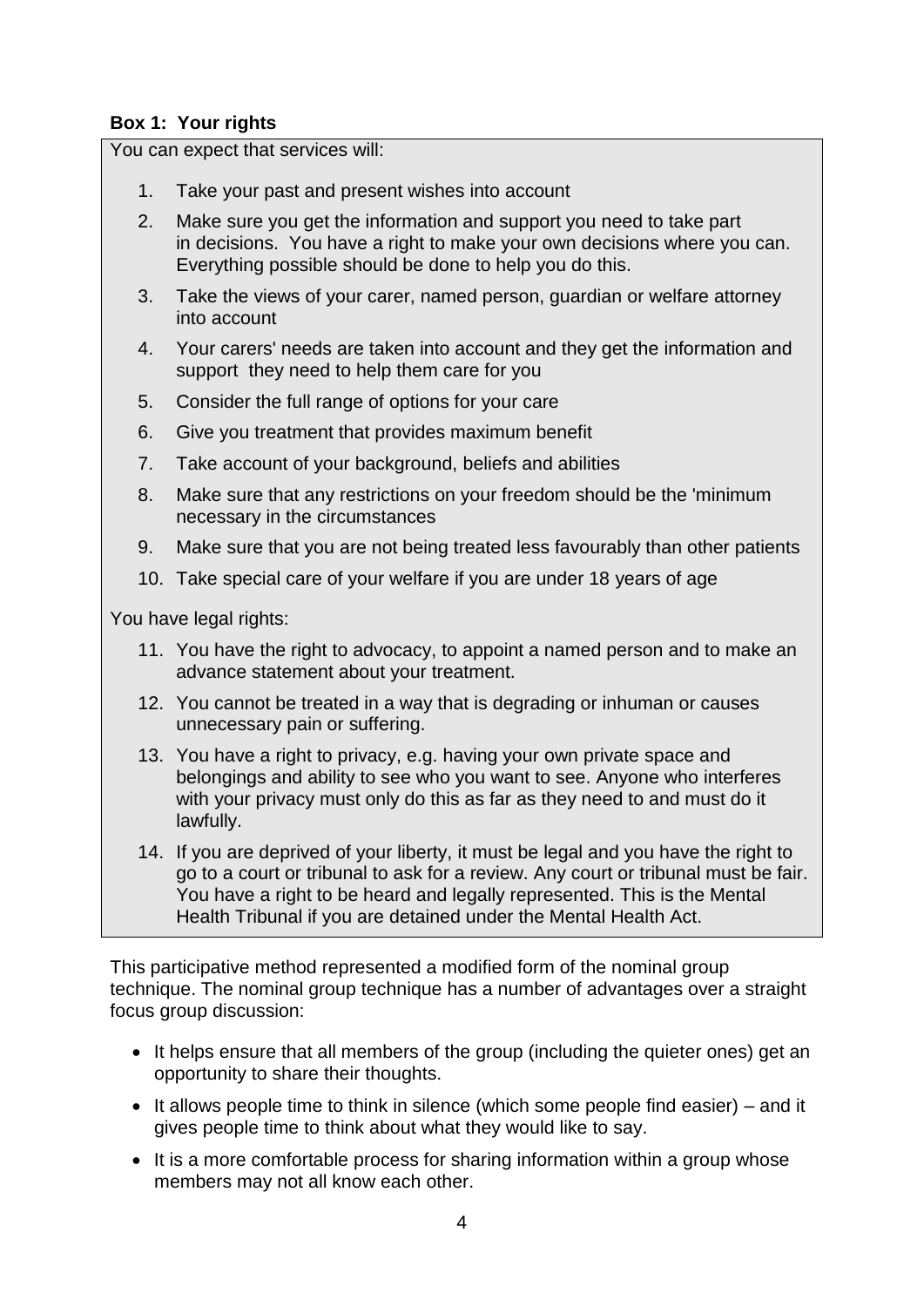**Box 1: Your rights**

You can expect that services will:

1. Take your past and present wishes into account
2. Make sure you get the information and support you need to take part in decisions. You have a right to make your own decisions where you can. Everything possible should be done to help you do this.
3. Take the views of your carer, named person, guardian or welfare attorney into account
4. Your carers' needs are taken into account and they get the information and support they need to help them care for you
5. Consider the full range of options for your care
6. Give you treatment that provides maximum benefit
7. Take account of your background, beliefs and abilities
8. Make sure that any restrictions on your freedom should be the 'minimum necessary in the circumstances
9. Make sure that you are not being treated less favourably than other patients
10. Take special care of your welfare if you are under 18 years of age

You have legal rights:

11. You have the right to advocacy, to appoint a named person and to make an advance statement about your treatment.
12. You cannot be treated in a way that is degrading or inhuman or causes unnecessary pain or suffering.
13. You have a right to privacy, e.g. having your own private space and belongings and ability to see who you want to see. Anyone who interferes with your privacy must only do this as far as they need to and must do it lawfully.
14. If you are deprived of your liberty, it must be legal and you have the right to go to a court or tribunal to ask for a review. Any court or tribunal must be fair. You have a right to be heard and legally represented. This is the Mental Health Tribunal if you are detained under the Mental Health Act.

This participative method represented a modified form of the nominal group technique. The nominal group technique has a number of advantages over a straight focus group discussion:

- It helps ensure that all members of the group (including the quieter ones) get an opportunity to share their thoughts.
- It allows people time to think in silence (which some people find easier) – and it gives people time to think about what they would like to say.
- It is a more comfortable process for sharing information within a group whose members may not all know each other.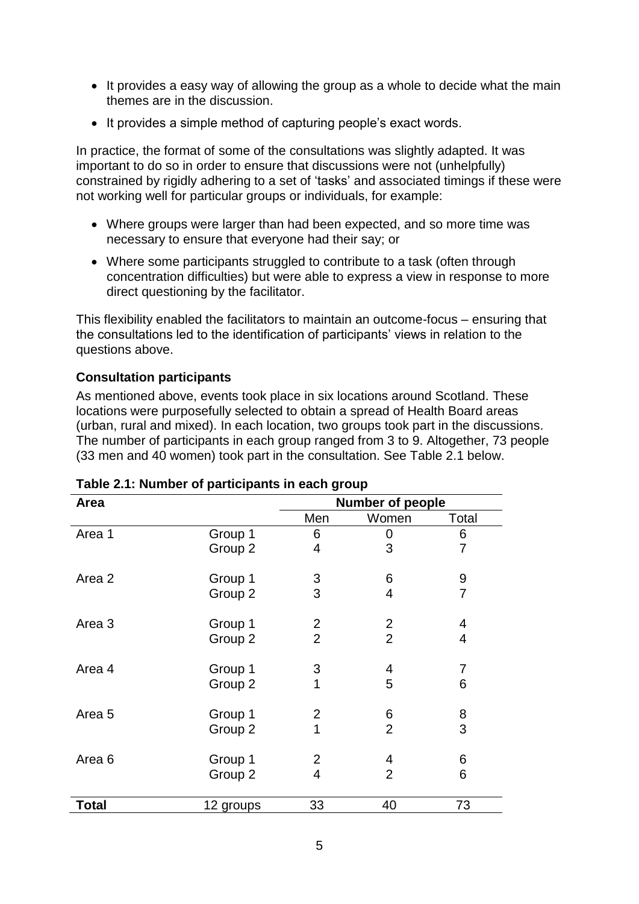- It provides a easy way of allowing the group as a whole to decide what the main themes are in the discussion.
- It provides a simple method of capturing people's exact words.

In practice, the format of some of the consultations was slightly adapted. It was important to do so in order to ensure that discussions were not (unhelpfully) constrained by rigidly adhering to a set of 'tasks' and associated timings if these were not working well for particular groups or individuals, for example:

- Where groups were larger than had been expected, and so more time was necessary to ensure that everyone had their say; or
- Where some participants struggled to contribute to a task (often through concentration difficulties) but were able to express a view in response to more direct questioning by the facilitator.

This flexibility enabled the facilitators to maintain an outcome-focus – ensuring that the consultations led to the identification of participants' views in relation to the questions above.

**Consultation participants**

As mentioned above, events took place in six locations around Scotland. These locations were purposefully selected to obtain a spread of Health Board areas (urban, rural and mixed). In each location, two groups took part in the discussions. The number of participants in each group ranged from 3 to 9. Altogether, 73 people (33 men and 40 women) took part in the consultation. See Table 2.1 below.

**Table 2.1: Number of participants in each group**

| Area | | Number of people | | |
|---|---|---|---|---|
| | | Men | Women | Total |
| Area 1 | Group 1 | 6 | 0 | 6 |
| | Group 2 | 4 | 3 | 7 |
| Area 2 | Group 1 | 3 | 6 | 9 |
| | Group 2 | 3 | 4 | 7 |
| Area 3 | Group 1 | 2 | 2 | 4 |
| | Group 2 | 2 | 2 | 4 |
| Area 4 | Group 1 | 3 | 4 | 7 |
| | Group 2 | 1 | 5 | 6 |
| Area 5 | Group 1 | 2 | 6 | 8 |
| | Group 2 | 1 | 2 | 3 |
| Area 6 | Group 1 | 2 | 4 | 6 |
| | Group 2 | 4 | 2 | 6 |
| **Total** | 12 groups | 33 | 40 | 73 |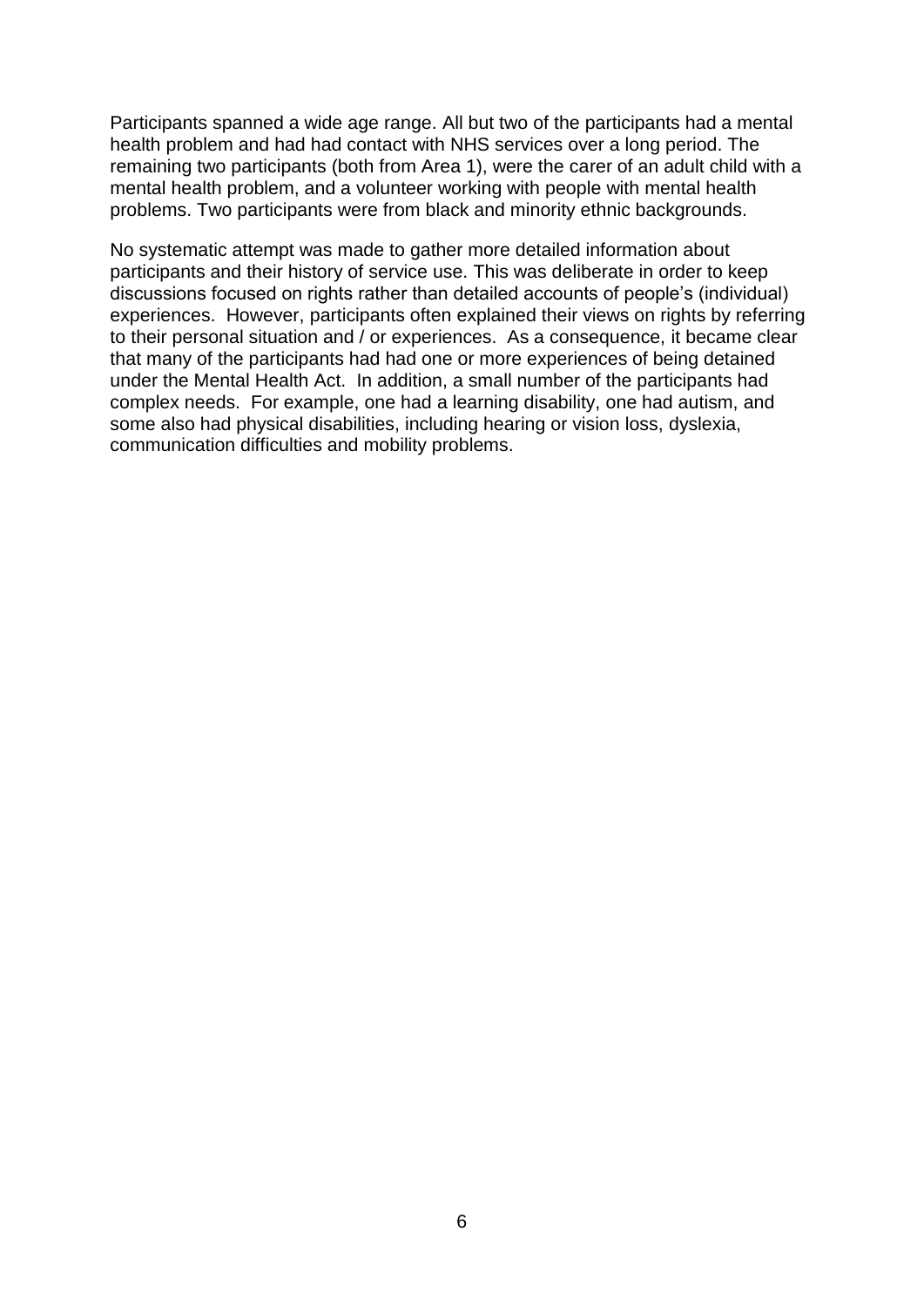Participants spanned a wide age range. All but two of the participants had a mental health problem and had had contact with NHS services over a long period. The remaining two participants (both from Area 1), were the carer of an adult child with a mental health problem, and a volunteer working with people with mental health problems. Two participants were from black and minority ethnic backgrounds.

No systematic attempt was made to gather more detailed information about participants and their history of service use. This was deliberate in order to keep discussions focused on rights rather than detailed accounts of people's (individual) experiences. However, participants often explained their views on rights by referring to their personal situation and / or experiences. As a consequence, it became clear that many of the participants had had one or more experiences of being detained under the Mental Health Act. In addition, a small number of the participants had complex needs. For example, one had a learning disability, one had autism, and some also had physical disabilities, including hearing or vision loss, dyslexia, communication difficulties and mobility problems.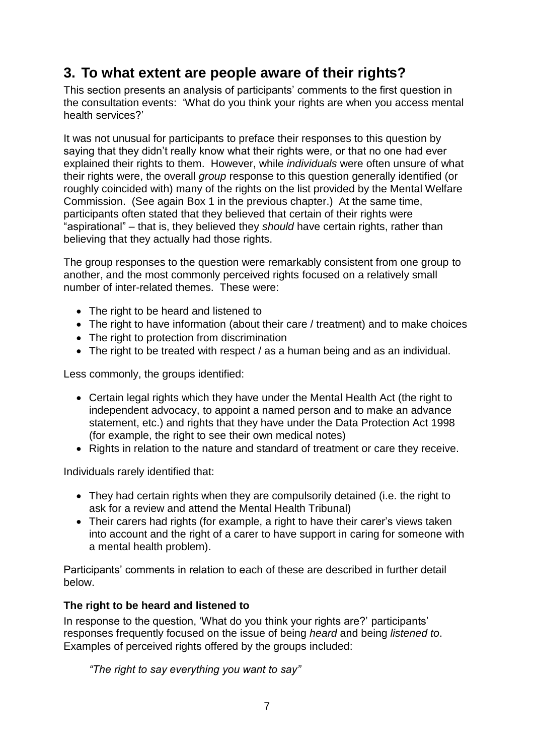## 3. To what extent are people aware of their rights?

This section presents an analysis of participants' comments to the first question in the consultation events: 'What do you think your rights are when you access mental health services?'

It was not unusual for participants to preface their responses to this question by saying that they didn't really know what their rights were, or that no one had ever explained their rights to them. However, while *individuals* were often unsure of what their rights were, the overall *group* response to this question generally identified (or roughly coincided with) many of the rights on the list provided by the Mental Welfare Commission. (See again Box 1 in the previous chapter.) At the same time, participants often stated that they believed that certain of their rights were "aspirational" – that is, they believed they *should* have certain rights, rather than believing that they actually had those rights.

The group responses to the question were remarkably consistent from one group to another, and the most commonly perceived rights focused on a relatively small number of inter-related themes. These were:

- The right to be heard and listened to
- The right to have information (about their care / treatment) and to make choices
- The right to protection from discrimination
- The right to be treated with respect / as a human being and as an individual.

Less commonly, the groups identified:

- Certain legal rights which they have under the Mental Health Act (the right to independent advocacy, to appoint a named person and to make an advance statement, etc.) and rights that they have under the Data Protection Act 1998 (for example, the right to see their own medical notes)
- Rights in relation to the nature and standard of treatment or care they receive.

Individuals rarely identified that:

- They had certain rights when they are compulsorily detained (i.e. the right to ask for a review and attend the Mental Health Tribunal)
- Their carers had rights (for example, a right to have their carer's views taken into account and the right of a carer to have support in caring for someone with a mental health problem).

Participants' comments in relation to each of these are described in further detail below.

### The right to be heard and listened to

In response to the question, 'What do you think your rights are?' participants' responses frequently focused on the issue of being *heard* and being *listened to*. Examples of perceived rights offered by the groups included:

*"The right to say everything you want to say"*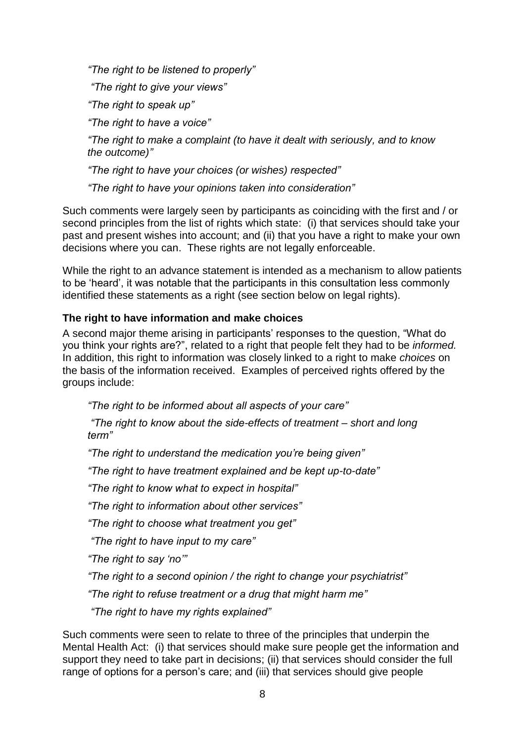*"The right to be listened to properly"*

*"The right to give your views"*

*"The right to speak up"*

*"The right to have a voice"*

*"The right to make a complaint (to have it dealt with seriously, and to know the outcome)"*

*"The right to have your choices (or wishes) respected"*

*"The right to have your opinions taken into consideration"*

Such comments were largely seen by participants as coinciding with the first and / or second principles from the list of rights which state: (i) that services should take your past and present wishes into account; and (ii) that you have a right to make your own decisions where you can. These rights are not legally enforceable.

While the right to an advance statement is intended as a mechanism to allow patients to be 'heard', it was notable that the participants in this consultation less commonly identified these statements as a right (see section below on legal rights).

**The right to have information and make choices**

A second major theme arising in participants' responses to the question, "What do you think your rights are?", related to a right that people felt they had to be *informed.* In addition, this right to information was closely linked to a right to make *choices* on the basis of the information received. Examples of perceived rights offered by the groups include:

*"The right to be informed about all aspects of your care"*

*"The right to know about the side-effects of treatment – short and long term"*

*"The right to understand the medication you're being given"*

*"The right to have treatment explained and be kept up-to-date"*

*"The right to know what to expect in hospital"*

*"The right to information about other services"*

*"The right to choose what treatment you get"*

*"The right to have input to my care"*

*"The right to say 'no'"*

*"The right to a second opinion / the right to change your psychiatrist"*

*"The right to refuse treatment or a drug that might harm me"*

*"The right to have my rights explained"*

Such comments were seen to relate to three of the principles that underpin the Mental Health Act: (i) that services should make sure people get the information and support they need to take part in decisions; (ii) that services should consider the full range of options for a person's care; and (iii) that services should give people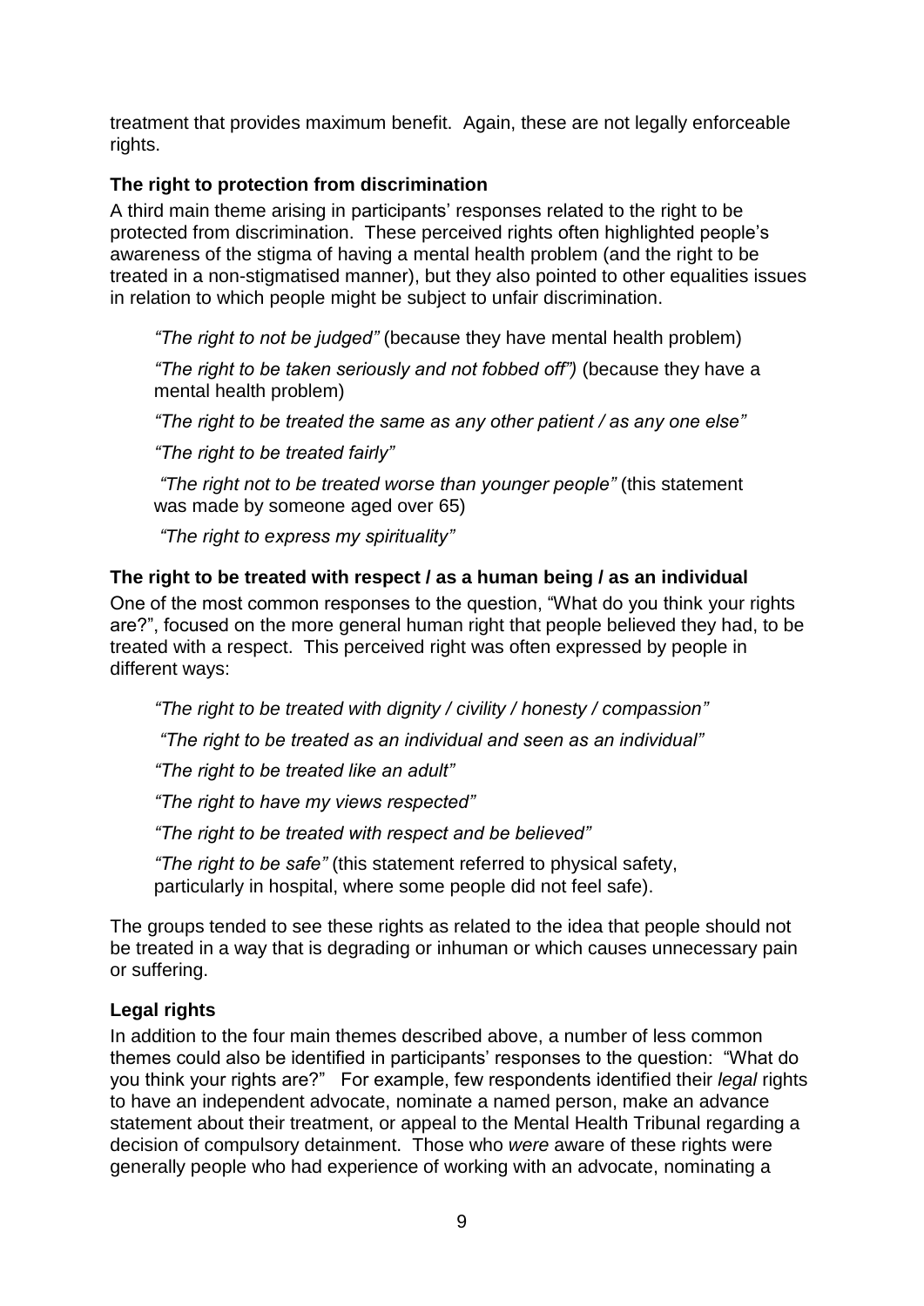treatment that provides maximum benefit. Again, these are not legally enforceable rights.

### The right to protection from discrimination

A third main theme arising in participants' responses related to the right to be protected from discrimination. These perceived rights often highlighted people's awareness of the stigma of having a mental health problem (and the right to be treated in a non-stigmatised manner), but they also pointed to other equalities issues in relation to which people might be subject to unfair discrimination.

> *"The right to not be judged"* (because they have mental health problem)
>
> *"The right to be taken seriously and not fobbed off")* (because they have a mental health problem)
>
> *"The right to be treated the same as any other patient / as any one else"*
>
> *"The right to be treated fairly"*
>
> *"The right not to be treated worse than younger people"* (this statement was made by someone aged over 65)
>
> *"The right to express my spirituality"*

### The right to be treated with respect / as a human being / as an individual

One of the most common responses to the question, "What do you think your rights are?", focused on the more general human right that people believed they had, to be treated with a respect. This perceived right was often expressed by people in different ways:

> *"The right to be treated with dignity / civility / honesty / compassion"*
>
> *"The right to be treated as an individual and seen as an individual"*
>
> *"The right to be treated like an adult"*
>
> *"The right to have my views respected"*
>
> *"The right to be treated with respect and be believed"*
>
> *"The right to be safe"* (this statement referred to physical safety, particularly in hospital, where some people did not feel safe).

The groups tended to see these rights as related to the idea that people should not be treated in a way that is degrading or inhuman or which causes unnecessary pain or suffering.

### Legal rights

In addition to the four main themes described above, a number of less common themes could also be identified in participants' responses to the question: "What do you think your rights are?" For example, few respondents identified their *legal* rights to have an independent advocate, nominate a named person, make an advance statement about their treatment, or appeal to the Mental Health Tribunal regarding a decision of compulsory detainment. Those who *were* aware of these rights were generally people who had experience of working with an advocate, nominating a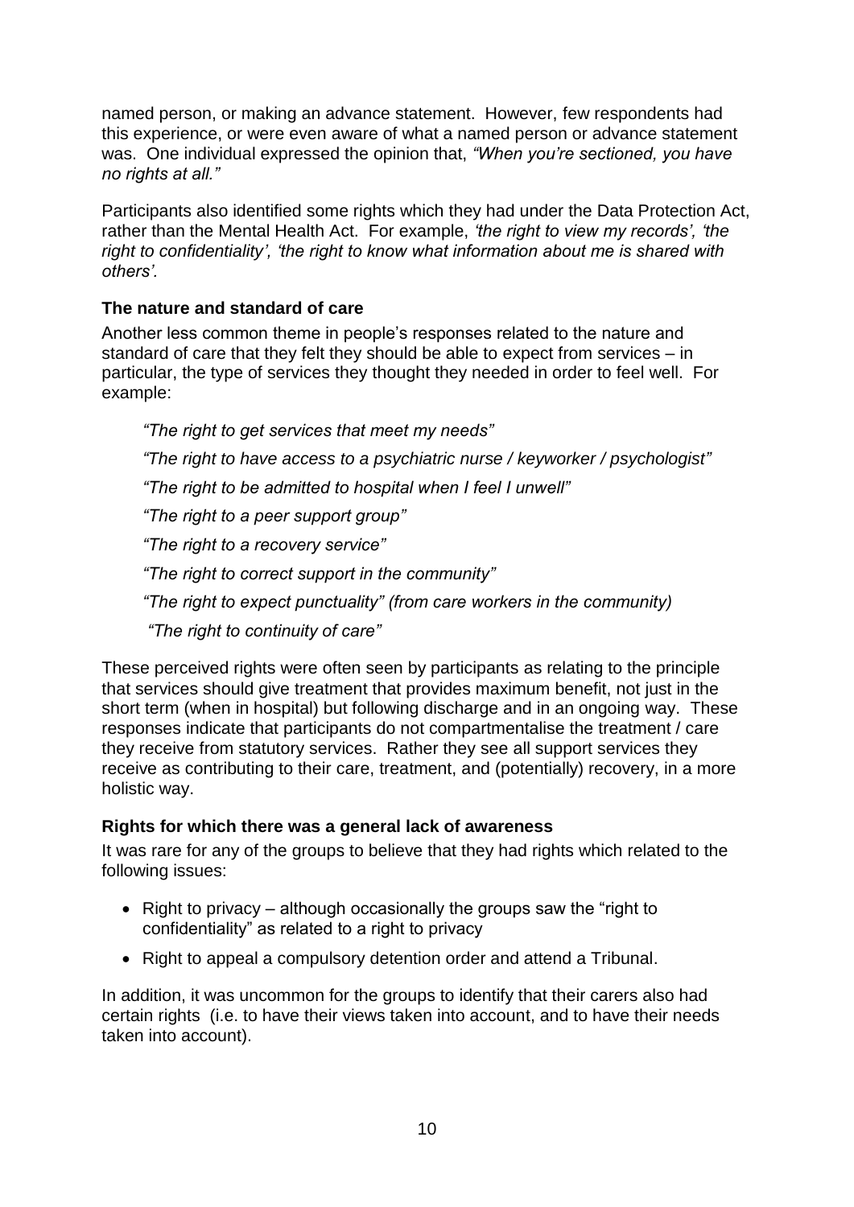named person, or making an advance statement. However, few respondents had this experience, or were even aware of what a named person or advance statement was. One individual expressed the opinion that, *"When you're sectioned, you have no rights at all."*

Participants also identified some rights which they had under the Data Protection Act, rather than the Mental Health Act. For example, *'the right to view my records', 'the right to confidentiality', 'the right to know what information about me is shared with others'.*

### The nature and standard of care

Another less common theme in people's responses related to the nature and standard of care that they felt they should be able to expect from services – in particular, the type of services they thought they needed in order to feel well. For example:

> *"The right to get services that meet my needs"*
>
> *"The right to have access to a psychiatric nurse / keyworker / psychologist"*
>
> *"The right to be admitted to hospital when I feel I unwell"*
>
> *"The right to a peer support group"*
>
> *"The right to a recovery service"*
>
> *"The right to correct support in the community"*
>
> *"The right to expect punctuality" (from care workers in the community)*
>
> *"The right to continuity of care"*

These perceived rights were often seen by participants as relating to the principle that services should give treatment that provides maximum benefit, not just in the short term (when in hospital) but following discharge and in an ongoing way. These responses indicate that participants do not compartmentalise the treatment / care they receive from statutory services. Rather they see all support services they receive as contributing to their care, treatment, and (potentially) recovery, in a more holistic way.

### Rights for which there was a general lack of awareness

It was rare for any of the groups to believe that they had rights which related to the following issues:

- Right to privacy – although occasionally the groups saw the "right to confidentiality" as related to a right to privacy
- Right to appeal a compulsory detention order and attend a Tribunal.

In addition, it was uncommon for the groups to identify that their carers also had certain rights (i.e. to have their views taken into account, and to have their needs taken into account).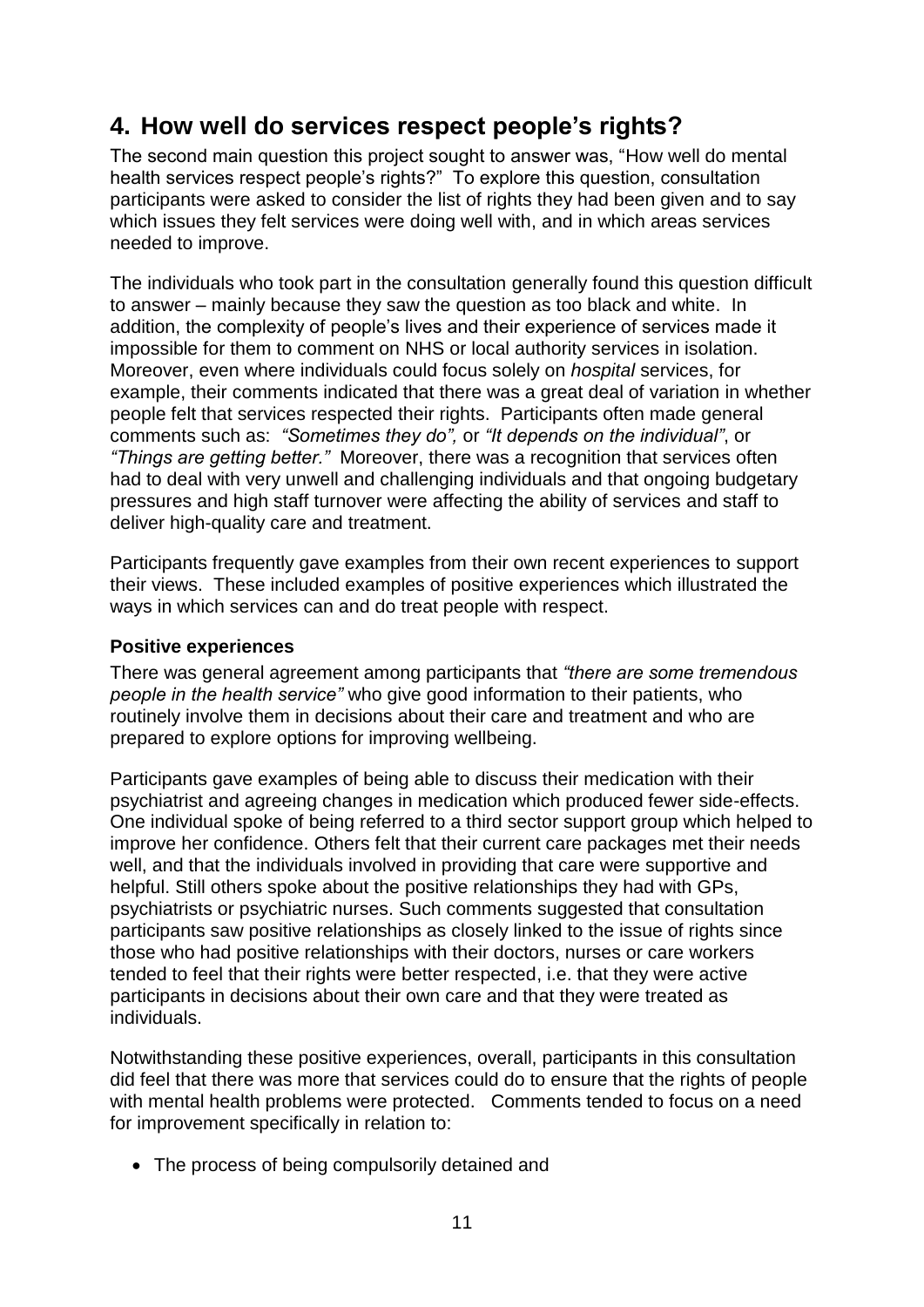## 4. How well do services respect people's rights?

The second main question this project sought to answer was, "How well do mental health services respect people's rights?" To explore this question, consultation participants were asked to consider the list of rights they had been given and to say which issues they felt services were doing well with, and in which areas services needed to improve.

The individuals who took part in the consultation generally found this question difficult to answer – mainly because they saw the question as too black and white. In addition, the complexity of people's lives and their experience of services made it impossible for them to comment on NHS or local authority services in isolation. Moreover, even where individuals could focus solely on *hospital* services, for example, their comments indicated that there was a great deal of variation in whether people felt that services respected their rights. Participants often made general comments such as: *"Sometimes they do",* or *"It depends on the individual"*, or *"Things are getting better."* Moreover, there was a recognition that services often had to deal with very unwell and challenging individuals and that ongoing budgetary pressures and high staff turnover were affecting the ability of services and staff to deliver high-quality care and treatment.

Participants frequently gave examples from their own recent experiences to support their views. These included examples of positive experiences which illustrated the ways in which services can and do treat people with respect.

**Positive experiences**

There was general agreement among participants that *"there are some tremendous people in the health service"* who give good information to their patients, who routinely involve them in decisions about their care and treatment and who are prepared to explore options for improving wellbeing.

Participants gave examples of being able to discuss their medication with their psychiatrist and agreeing changes in medication which produced fewer side-effects. One individual spoke of being referred to a third sector support group which helped to improve her confidence. Others felt that their current care packages met their needs well, and that the individuals involved in providing that care were supportive and helpful. Still others spoke about the positive relationships they had with GPs, psychiatrists or psychiatric nurses. Such comments suggested that consultation participants saw positive relationships as closely linked to the issue of rights since those who had positive relationships with their doctors, nurses or care workers tended to feel that their rights were better respected, i.e. that they were active participants in decisions about their own care and that they were treated as individuals.

Notwithstanding these positive experiences, overall, participants in this consultation did feel that there was more that services could do to ensure that the rights of people with mental health problems were protected. Comments tended to focus on a need for improvement specifically in relation to:

- The process of being compulsorily detained and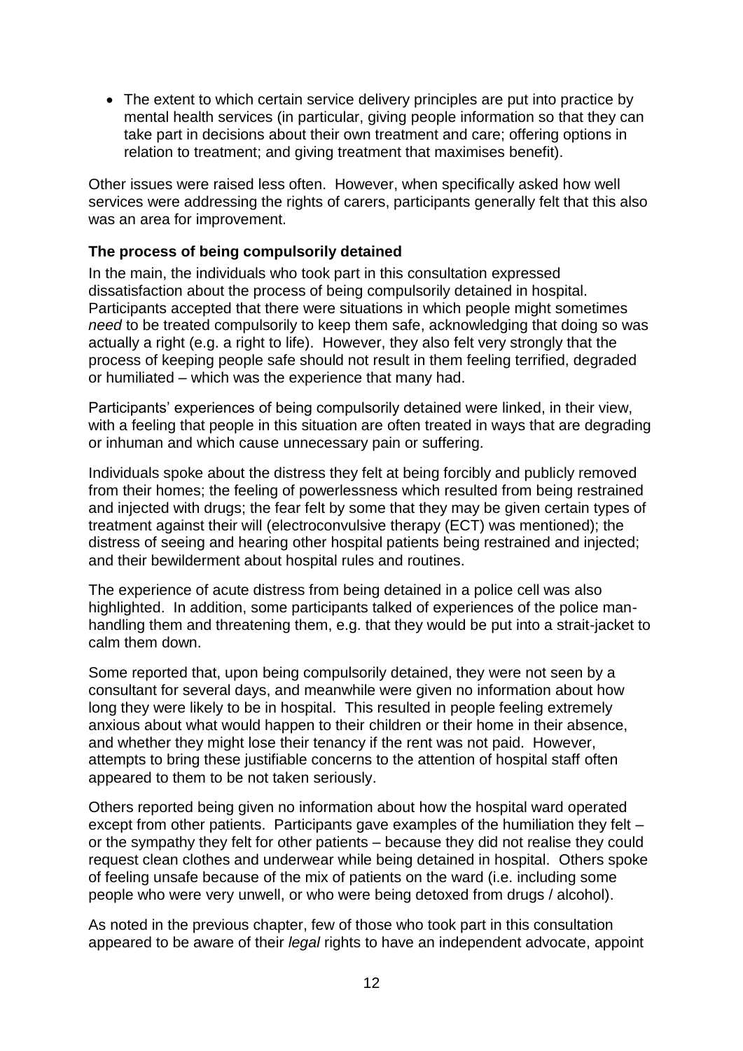- The extent to which certain service delivery principles are put into practice by mental health services (in particular, giving people information so that they can take part in decisions about their own treatment and care; offering options in relation to treatment; and giving treatment that maximises benefit).

Other issues were raised less often. However, when specifically asked how well services were addressing the rights of carers, participants generally felt that this also was an area for improvement.

**The process of being compulsorily detained**

In the main, the individuals who took part in this consultation expressed dissatisfaction about the process of being compulsorily detained in hospital. Participants accepted that there were situations in which people might sometimes *need* to be treated compulsorily to keep them safe, acknowledging that doing so was actually a right (e.g. a right to life). However, they also felt very strongly that the process of keeping people safe should not result in them feeling terrified, degraded or humiliated – which was the experience that many had.

Participants' experiences of being compulsorily detained were linked, in their view, with a feeling that people in this situation are often treated in ways that are degrading or inhuman and which cause unnecessary pain or suffering.

Individuals spoke about the distress they felt at being forcibly and publicly removed from their homes; the feeling of powerlessness which resulted from being restrained and injected with drugs; the fear felt by some that they may be given certain types of treatment against their will (electroconvulsive therapy (ECT) was mentioned); the distress of seeing and hearing other hospital patients being restrained and injected; and their bewilderment about hospital rules and routines.

The experience of acute distress from being detained in a police cell was also highlighted. In addition, some participants talked of experiences of the police man-handling them and threatening them, e.g. that they would be put into a strait-jacket to calm them down.

Some reported that, upon being compulsorily detained, they were not seen by a consultant for several days, and meanwhile were given no information about how long they were likely to be in hospital. This resulted in people feeling extremely anxious about what would happen to their children or their home in their absence, and whether they might lose their tenancy if the rent was not paid. However, attempts to bring these justifiable concerns to the attention of hospital staff often appeared to them to be not taken seriously.

Others reported being given no information about how the hospital ward operated except from other patients. Participants gave examples of the humiliation they felt – or the sympathy they felt for other patients – because they did not realise they could request clean clothes and underwear while being detained in hospital. Others spoke of feeling unsafe because of the mix of patients on the ward (i.e. including some people who were very unwell, or who were being detoxed from drugs / alcohol).

As noted in the previous chapter, few of those who took part in this consultation appeared to be aware of their *legal* rights to have an independent advocate, appoint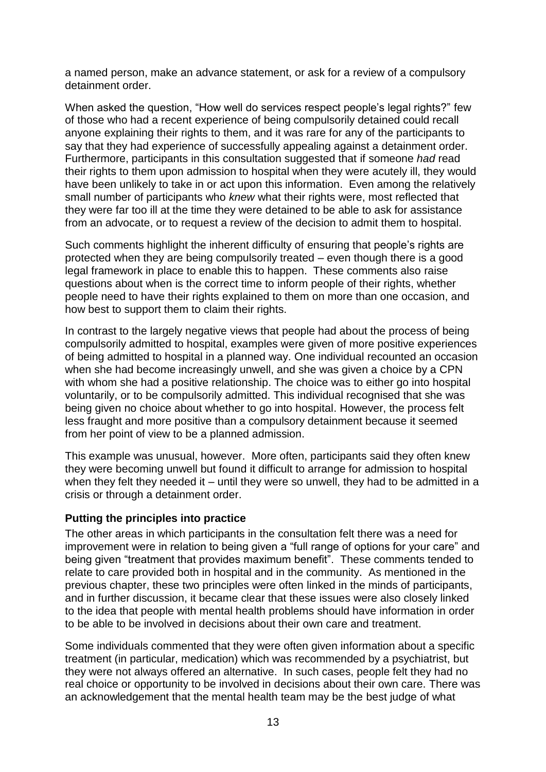a named person, make an advance statement, or ask for a review of a compulsory detainment order.

When asked the question, "How well do services respect people's legal rights?" few of those who had a recent experience of being compulsorily detained could recall anyone explaining their rights to them, and it was rare for any of the participants to say that they had experience of successfully appealing against a detainment order. Furthermore, participants in this consultation suggested that if someone *had* read their rights to them upon admission to hospital when they were acutely ill, they would have been unlikely to take in or act upon this information. Even among the relatively small number of participants who *knew* what their rights were, most reflected that they were far too ill at the time they were detained to be able to ask for assistance from an advocate, or to request a review of the decision to admit them to hospital.

Such comments highlight the inherent difficulty of ensuring that people's rights are protected when they are being compulsorily treated – even though there is a good legal framework in place to enable this to happen. These comments also raise questions about when is the correct time to inform people of their rights, whether people need to have their rights explained to them on more than one occasion, and how best to support them to claim their rights.

In contrast to the largely negative views that people had about the process of being compulsorily admitted to hospital, examples were given of more positive experiences of being admitted to hospital in a planned way. One individual recounted an occasion when she had become increasingly unwell, and she was given a choice by a CPN with whom she had a positive relationship. The choice was to either go into hospital voluntarily, or to be compulsorily admitted. This individual recognised that she was being given no choice about whether to go into hospital. However, the process felt less fraught and more positive than a compulsory detainment because it seemed from her point of view to be a planned admission.

This example was unusual, however. More often, participants said they often knew they were becoming unwell but found it difficult to arrange for admission to hospital when they felt they needed it – until they were so unwell, they had to be admitted in a crisis or through a detainment order.

**Putting the principles into practice**

The other areas in which participants in the consultation felt there was a need for improvement were in relation to being given a "full range of options for your care" and being given "treatment that provides maximum benefit". These comments tended to relate to care provided both in hospital and in the community. As mentioned in the previous chapter, these two principles were often linked in the minds of participants, and in further discussion, it became clear that these issues were also closely linked to the idea that people with mental health problems should have information in order to be able to be involved in decisions about their own care and treatment.

Some individuals commented that they were often given information about a specific treatment (in particular, medication) which was recommended by a psychiatrist, but they were not always offered an alternative. In such cases, people felt they had no real choice or opportunity to be involved in decisions about their own care. There was an acknowledgement that the mental health team may be the best judge of what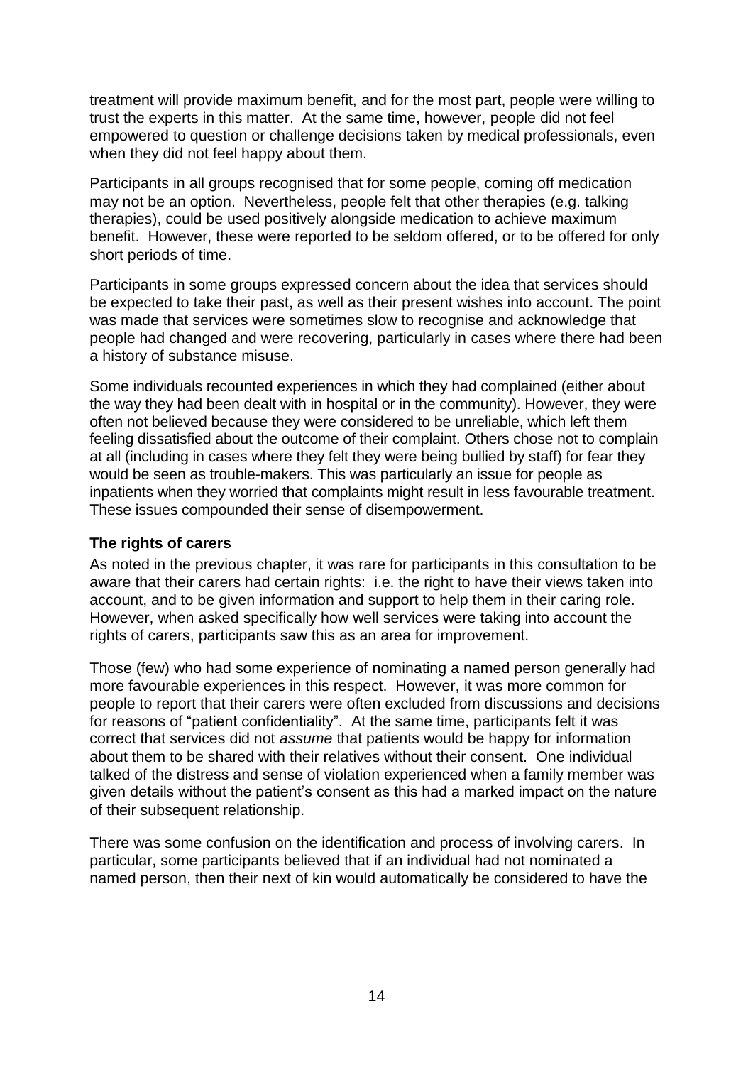treatment will provide maximum benefit, and for the most part, people were willing to trust the experts in this matter. At the same time, however, people did not feel empowered to question or challenge decisions taken by medical professionals, even when they did not feel happy about them.

Participants in all groups recognised that for some people, coming off medication may not be an option. Nevertheless, people felt that other therapies (e.g. talking therapies), could be used positively alongside medication to achieve maximum benefit. However, these were reported to be seldom offered, or to be offered for only short periods of time.

Participants in some groups expressed concern about the idea that services should be expected to take their past, as well as their present wishes into account. The point was made that services were sometimes slow to recognise and acknowledge that people had changed and were recovering, particularly in cases where there had been a history of substance misuse.

Some individuals recounted experiences in which they had complained (either about the way they had been dealt with in hospital or in the community). However, they were often not believed because they were considered to be unreliable, which left them feeling dissatisfied about the outcome of their complaint. Others chose not to complain at all (including in cases where they felt they were being bullied by staff) for fear they would be seen as trouble-makers. This was particularly an issue for people as inpatients when they worried that complaints might result in less favourable treatment. These issues compounded their sense of disempowerment.

**The rights of carers**

As noted in the previous chapter, it was rare for participants in this consultation to be aware that their carers had certain rights: i.e. the right to have their views taken into account, and to be given information and support to help them in their caring role. However, when asked specifically how well services were taking into account the rights of carers, participants saw this as an area for improvement.

Those (few) who had some experience of nominating a named person generally had more favourable experiences in this respect. However, it was more common for people to report that their carers were often excluded from discussions and decisions for reasons of "patient confidentiality". At the same time, participants felt it was correct that services did not *assume* that patients would be happy for information about them to be shared with their relatives without their consent. One individual talked of the distress and sense of violation experienced when a family member was given details without the patient's consent as this had a marked impact on the nature of their subsequent relationship.

There was some confusion on the identification and process of involving carers. In particular, some participants believed that if an individual had not nominated a named person, then their next of kin would automatically be considered to have the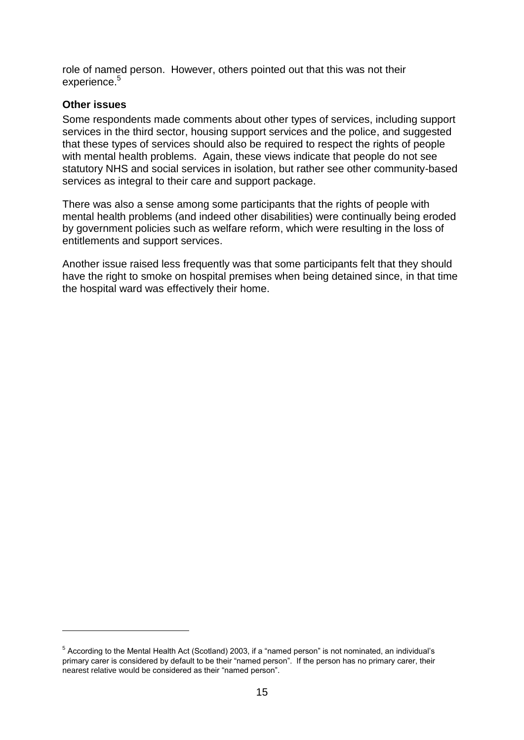role of named person. However, others pointed out that this was not their experience.[5]

**Other issues**

Some respondents made comments about other types of services, including support services in the third sector, housing support services and the police, and suggested that these types of services should also be required to respect the rights of people with mental health problems. Again, these views indicate that people do not see statutory NHS and social services in isolation, but rather see other community-based services as integral to their care and support package.

There was also a sense among some participants that the rights of people with mental health problems (and indeed other disabilities) were continually being eroded by government policies such as welfare reform, which were resulting in the loss of entitlements and support services.

Another issue raised less frequently was that some participants felt that they should have the right to smoke on hospital premises when being detained since, in that time the hospital ward was effectively their home.

[5] According to the Mental Health Act (Scotland) 2003, if a "named person" is not nominated, an individual's primary carer is considered by default to be their "named person". If the person has no primary carer, their nearest relative would be considered as their "named person".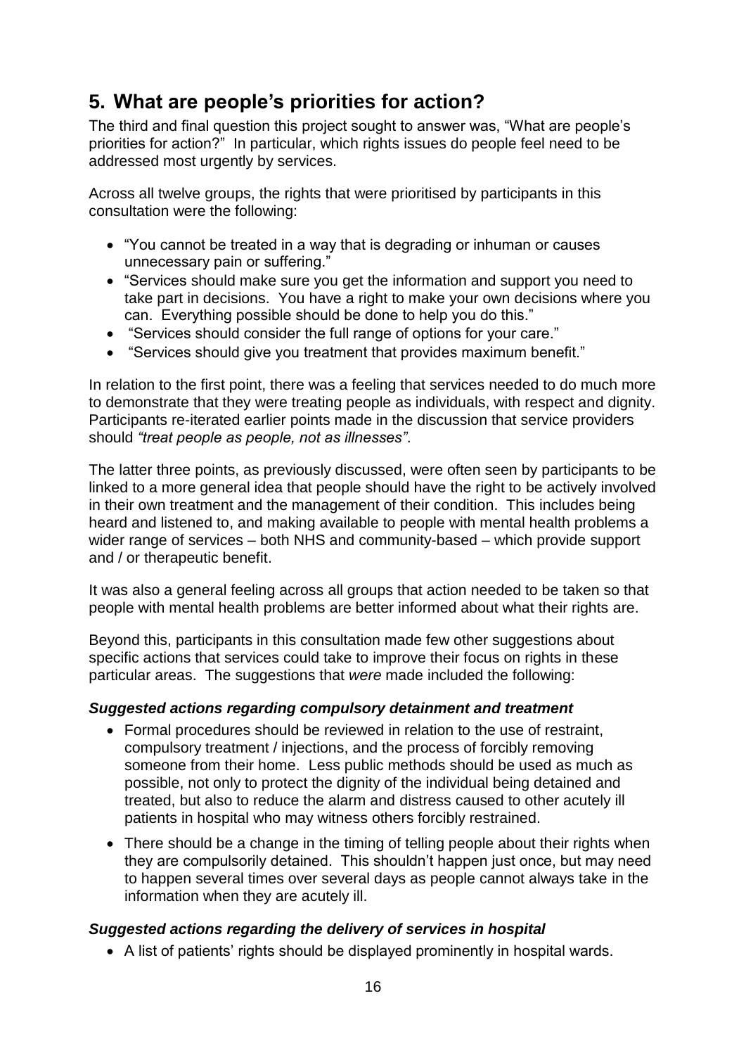## 5. What are people's priorities for action?

The third and final question this project sought to answer was, "What are people's priorities for action?" In particular, which rights issues do people feel need to be addressed most urgently by services.

Across all twelve groups, the rights that were prioritised by participants in this consultation were the following:

- "You cannot be treated in a way that is degrading or inhuman or causes unnecessary pain or suffering."
- "Services should make sure you get the information and support you need to take part in decisions. You have a right to make your own decisions where you can. Everything possible should be done to help you do this."
- "Services should consider the full range of options for your care."
- "Services should give you treatment that provides maximum benefit."

In relation to the first point, there was a feeling that services needed to do much more to demonstrate that they were treating people as individuals, with respect and dignity. Participants re-iterated earlier points made in the discussion that service providers should *"treat people as people, not as illnesses"*.

The latter three points, as previously discussed, were often seen by participants to be linked to a more general idea that people should have the right to be actively involved in their own treatment and the management of their condition. This includes being heard and listened to, and making available to people with mental health problems a wider range of services – both NHS and community-based – which provide support and / or therapeutic benefit.

It was also a general feeling across all groups that action needed to be taken so that people with mental health problems are better informed about what their rights are.

Beyond this, participants in this consultation made few other suggestions about specific actions that services could take to improve their focus on rights in these particular areas. The suggestions that *were* made included the following:

#### *Suggested actions regarding compulsory detainment and treatment*

- Formal procedures should be reviewed in relation to the use of restraint, compulsory treatment / injections, and the process of forcibly removing someone from their home. Less public methods should be used as much as possible, not only to protect the dignity of the individual being detained and treated, but also to reduce the alarm and distress caused to other acutely ill patients in hospital who may witness others forcibly restrained.
- There should be a change in the timing of telling people about their rights when they are compulsorily detained. This shouldn't happen just once, but may need to happen several times over several days as people cannot always take in the information when they are acutely ill.

#### *Suggested actions regarding the delivery of services in hospital*

- A list of patients' rights should be displayed prominently in hospital wards.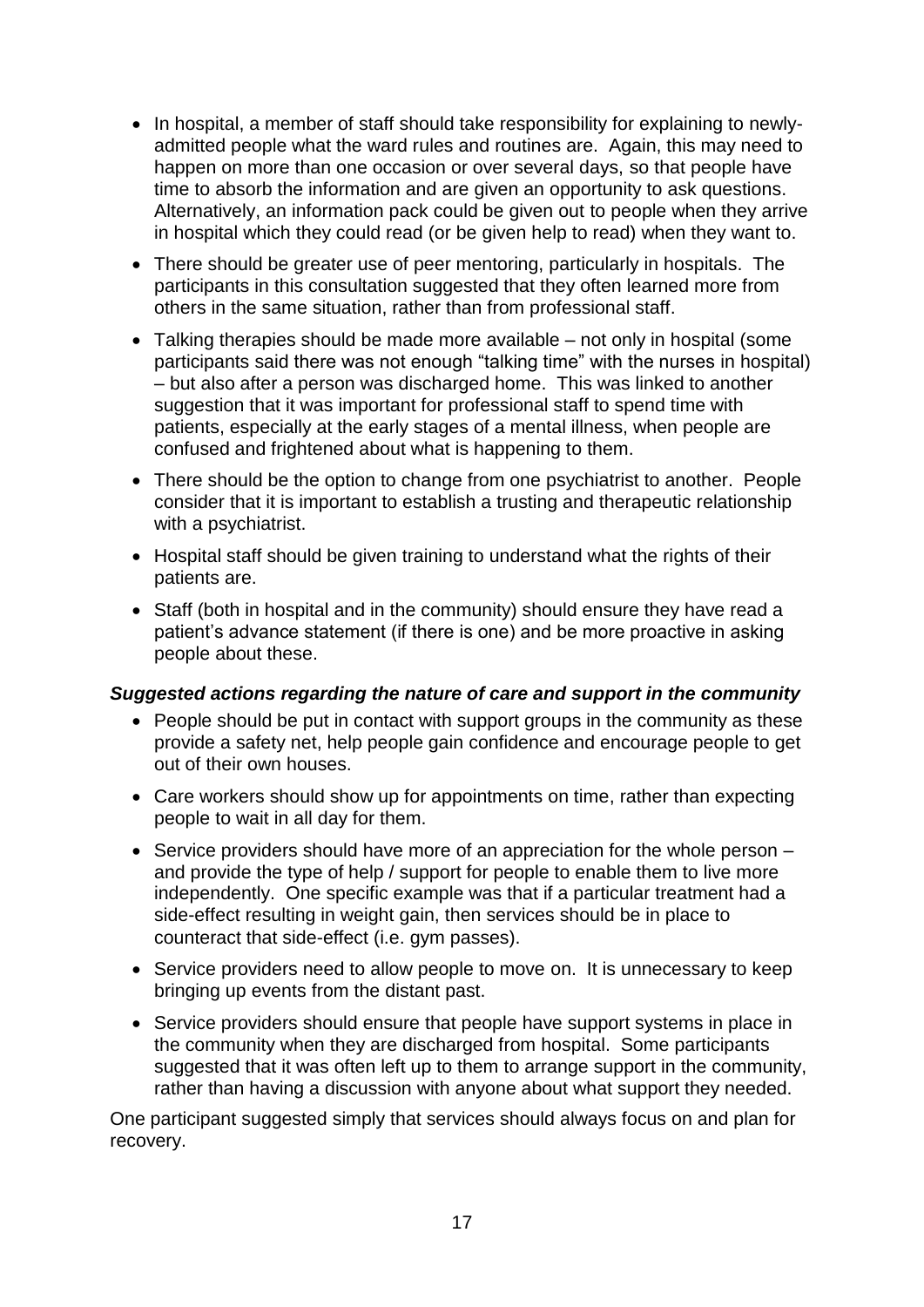- In hospital, a member of staff should take responsibility for explaining to newly-admitted people what the ward rules and routines are. Again, this may need to happen on more than one occasion or over several days, so that people have time to absorb the information and are given an opportunity to ask questions. Alternatively, an information pack could be given out to people when they arrive in hospital which they could read (or be given help to read) when they want to.
- There should be greater use of peer mentoring, particularly in hospitals. The participants in this consultation suggested that they often learned more from others in the same situation, rather than from professional staff.
- Talking therapies should be made more available – not only in hospital (some participants said there was not enough "talking time" with the nurses in hospital) – but also after a person was discharged home. This was linked to another suggestion that it was important for professional staff to spend time with patients, especially at the early stages of a mental illness, when people are confused and frightened about what is happening to them.
- There should be the option to change from one psychiatrist to another. People consider that it is important to establish a trusting and therapeutic relationship with a psychiatrist.
- Hospital staff should be given training to understand what the rights of their patients are.
- Staff (both in hospital and in the community) should ensure they have read a patient's advance statement (if there is one) and be more proactive in asking people about these.

***Suggested actions regarding the nature of care and support in the community***

- People should be put in contact with support groups in the community as these provide a safety net, help people gain confidence and encourage people to get out of their own houses.
- Care workers should show up for appointments on time, rather than expecting people to wait in all day for them.
- Service providers should have more of an appreciation for the whole person – and provide the type of help / support for people to enable them to live more independently. One specific example was that if a particular treatment had a side-effect resulting in weight gain, then services should be in place to counteract that side-effect (i.e. gym passes).
- Service providers need to allow people to move on. It is unnecessary to keep bringing up events from the distant past.
- Service providers should ensure that people have support systems in place in the community when they are discharged from hospital. Some participants suggested that it was often left up to them to arrange support in the community, rather than having a discussion with anyone about what support they needed.

One participant suggested simply that services should always focus on and plan for recovery.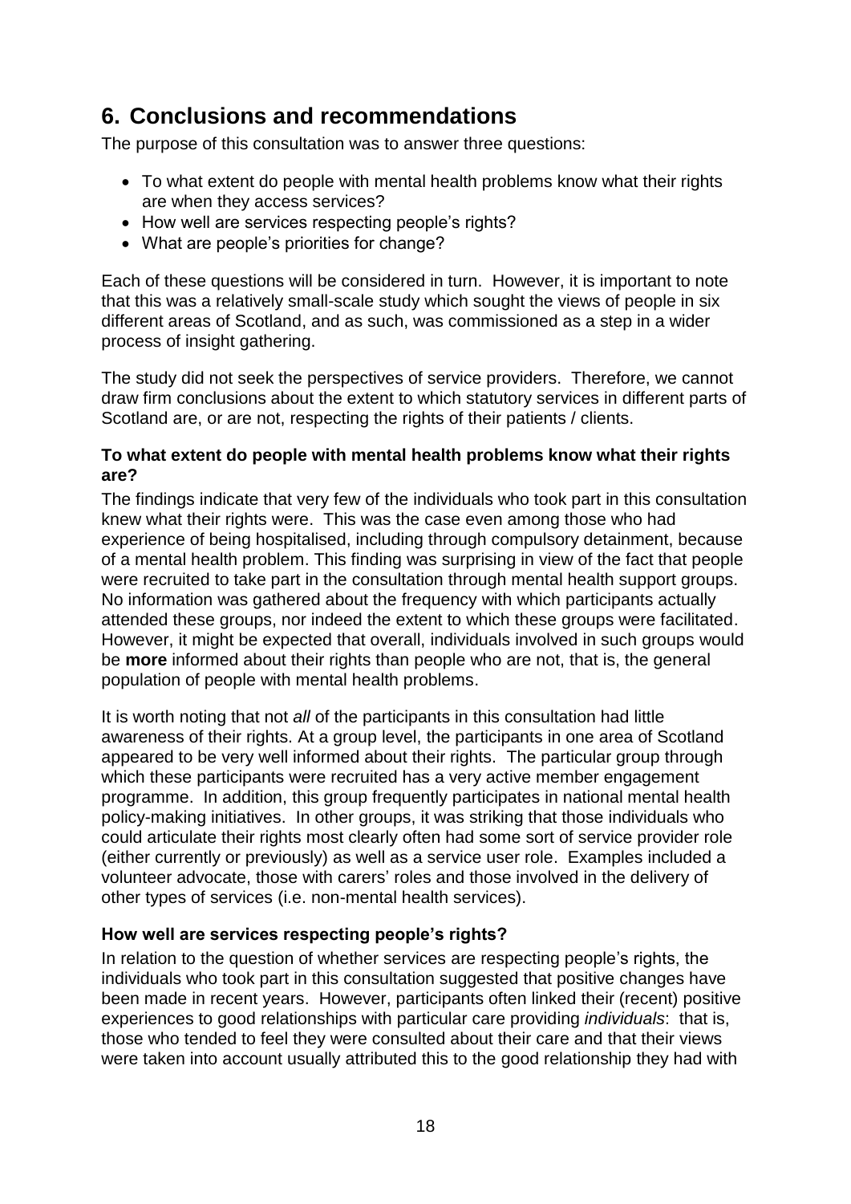# 6. Conclusions and recommendations

The purpose of this consultation was to answer three questions:

- To what extent do people with mental health problems know what their rights are when they access services?
- How well are services respecting people's rights?
- What are people's priorities for change?

Each of these questions will be considered in turn. However, it is important to note that this was a relatively small-scale study which sought the views of people in six different areas of Scotland, and as such, was commissioned as a step in a wider process of insight gathering.

The study did not seek the perspectives of service providers. Therefore, we cannot draw firm conclusions about the extent to which statutory services in different parts of Scotland are, or are not, respecting the rights of their patients / clients.

**To what extent do people with mental health problems know what their rights are?**

The findings indicate that very few of the individuals who took part in this consultation knew what their rights were. This was the case even among those who had experience of being hospitalised, including through compulsory detainment, because of a mental health problem. This finding was surprising in view of the fact that people were recruited to take part in the consultation through mental health support groups. No information was gathered about the frequency with which participants actually attended these groups, nor indeed the extent to which these groups were facilitated. However, it might be expected that overall, individuals involved in such groups would be **more** informed about their rights than people who are not, that is, the general population of people with mental health problems.

It is worth noting that not *all* of the participants in this consultation had little awareness of their rights. At a group level, the participants in one area of Scotland appeared to be very well informed about their rights. The particular group through which these participants were recruited has a very active member engagement programme. In addition, this group frequently participates in national mental health policy-making initiatives. In other groups, it was striking that those individuals who could articulate their rights most clearly often had some sort of service provider role (either currently or previously) as well as a service user role. Examples included a volunteer advocate, those with carers' roles and those involved in the delivery of other types of services (i.e. non-mental health services).

**How well are services respecting people's rights?**

In relation to the question of whether services are respecting people's rights, the individuals who took part in this consultation suggested that positive changes have been made in recent years. However, participants often linked their (recent) positive experiences to good relationships with particular care providing *individuals*: that is, those who tended to feel they were consulted about their care and that their views were taken into account usually attributed this to the good relationship they had with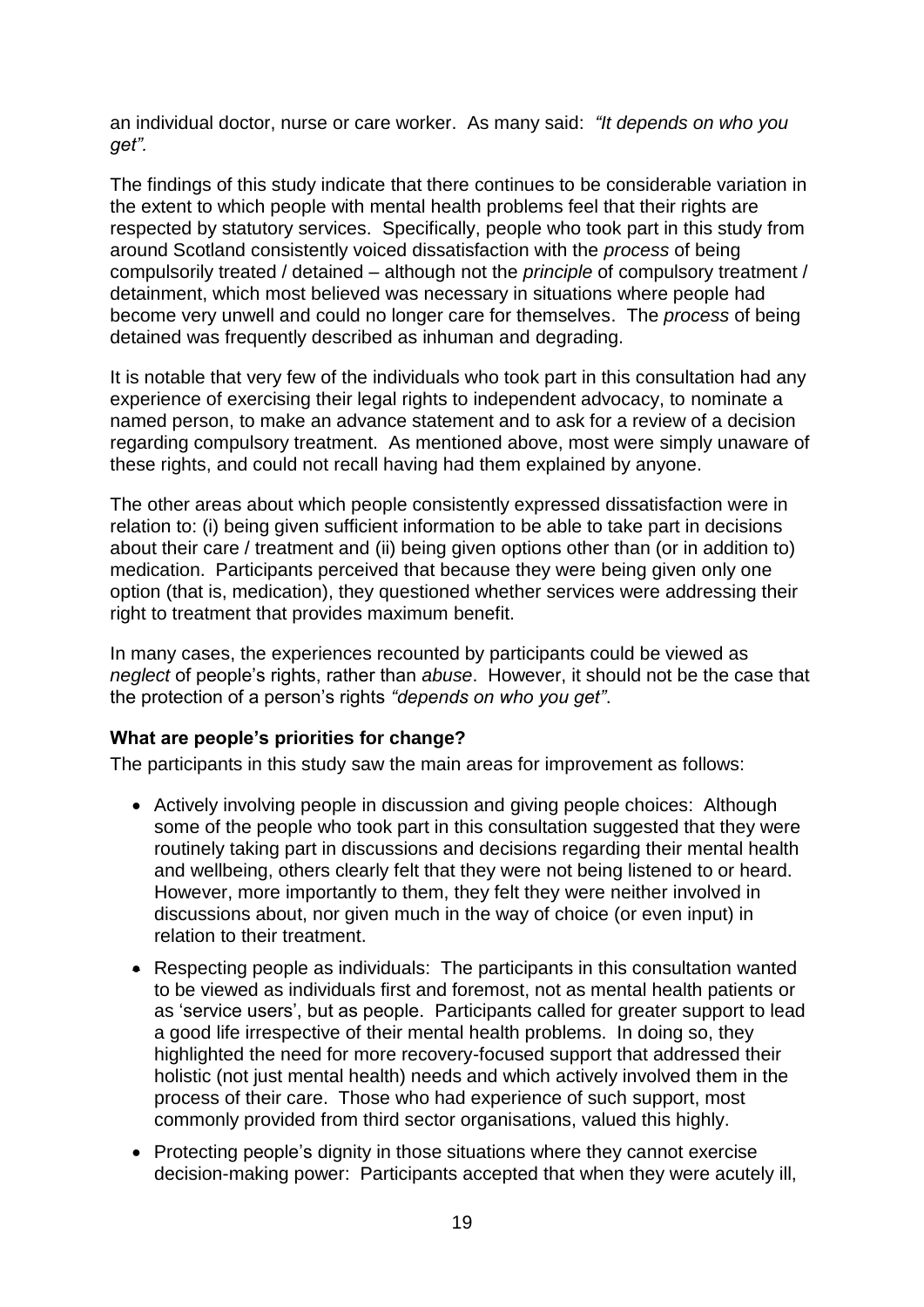an individual doctor, nurse or care worker. As many said: *"It depends on who you get".*

The findings of this study indicate that there continues to be considerable variation in the extent to which people with mental health problems feel that their rights are respected by statutory services. Specifically, people who took part in this study from around Scotland consistently voiced dissatisfaction with the *process* of being compulsorily treated / detained – although not the *principle* of compulsory treatment / detainment, which most believed was necessary in situations where people had become very unwell and could no longer care for themselves. The *process* of being detained was frequently described as inhuman and degrading.

It is notable that very few of the individuals who took part in this consultation had any experience of exercising their legal rights to independent advocacy, to nominate a named person, to make an advance statement and to ask for a review of a decision regarding compulsory treatment. As mentioned above, most were simply unaware of these rights, and could not recall having had them explained by anyone.

The other areas about which people consistently expressed dissatisfaction were in relation to: (i) being given sufficient information to be able to take part in decisions about their care / treatment and (ii) being given options other than (or in addition to) medication. Participants perceived that because they were being given only one option (that is, medication), they questioned whether services were addressing their right to treatment that provides maximum benefit.

In many cases, the experiences recounted by participants could be viewed as *neglect* of people's rights, rather than *abuse*. However, it should not be the case that the protection of a person's rights *"depends on who you get".*

**What are people's priorities for change?**

The participants in this study saw the main areas for improvement as follows:

- Actively involving people in discussion and giving people choices: Although some of the people who took part in this consultation suggested that they were routinely taking part in discussions and decisions regarding their mental health and wellbeing, others clearly felt that they were not being listened to or heard. However, more importantly to them, they felt they were neither involved in discussions about, nor given much in the way of choice (or even input) in relation to their treatment.
- Respecting people as individuals: The participants in this consultation wanted to be viewed as individuals first and foremost, not as mental health patients or as 'service users', but as people. Participants called for greater support to lead a good life irrespective of their mental health problems. In doing so, they highlighted the need for more recovery-focused support that addressed their holistic (not just mental health) needs and which actively involved them in the process of their care. Those who had experience of such support, most commonly provided from third sector organisations, valued this highly.
- Protecting people's dignity in those situations where they cannot exercise decision-making power: Participants accepted that when they were acutely ill,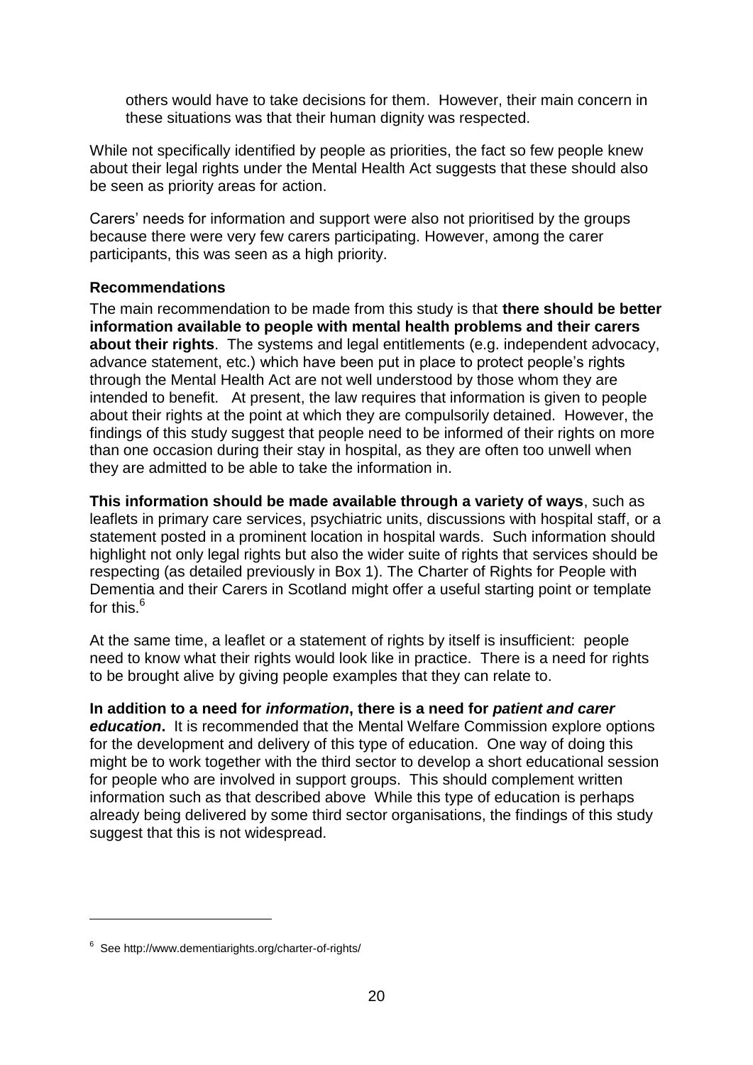others would have to take decisions for them. However, their main concern in these situations was that their human dignity was respected.

While not specifically identified by people as priorities, the fact so few people knew about their legal rights under the Mental Health Act suggests that these should also be seen as priority areas for action.

Carers' needs for information and support were also not prioritised by the groups because there were very few carers participating. However, among the carer participants, this was seen as a high priority.

**Recommendations**

The main recommendation to be made from this study is that **there should be better information available to people with mental health problems and their carers about their rights**. The systems and legal entitlements (e.g. independent advocacy, advance statement, etc.) which have been put in place to protect people's rights through the Mental Health Act are not well understood by those whom they are intended to benefit. At present, the law requires that information is given to people about their rights at the point at which they are compulsorily detained. However, the findings of this study suggest that people need to be informed of their rights on more than one occasion during their stay in hospital, as they are often too unwell when they are admitted to be able to take the information in.

**This information should be made available through a variety of ways**, such as leaflets in primary care services, psychiatric units, discussions with hospital staff, or a statement posted in a prominent location in hospital wards. Such information should highlight not only legal rights but also the wider suite of rights that services should be respecting (as detailed previously in Box 1). The Charter of Rights for People with Dementia and their Carers in Scotland might offer a useful starting point or template for this.[6]

At the same time, a leaflet or a statement of rights by itself is insufficient: people need to know what their rights would look like in practice. There is a need for rights to be brought alive by giving people examples that they can relate to.

**In addition to a need for *information*, there is a need for *patient and carer education*.** It is recommended that the Mental Welfare Commission explore options for the development and delivery of this type of education. One way of doing this might be to work together with the third sector to develop a short educational session for people who are involved in support groups. This should complement written information such as that described above While this type of education is perhaps already being delivered by some third sector organisations, the findings of this study suggest that this is not widespread.

[6] See http://www.dementiarights.org/charter-of-rights/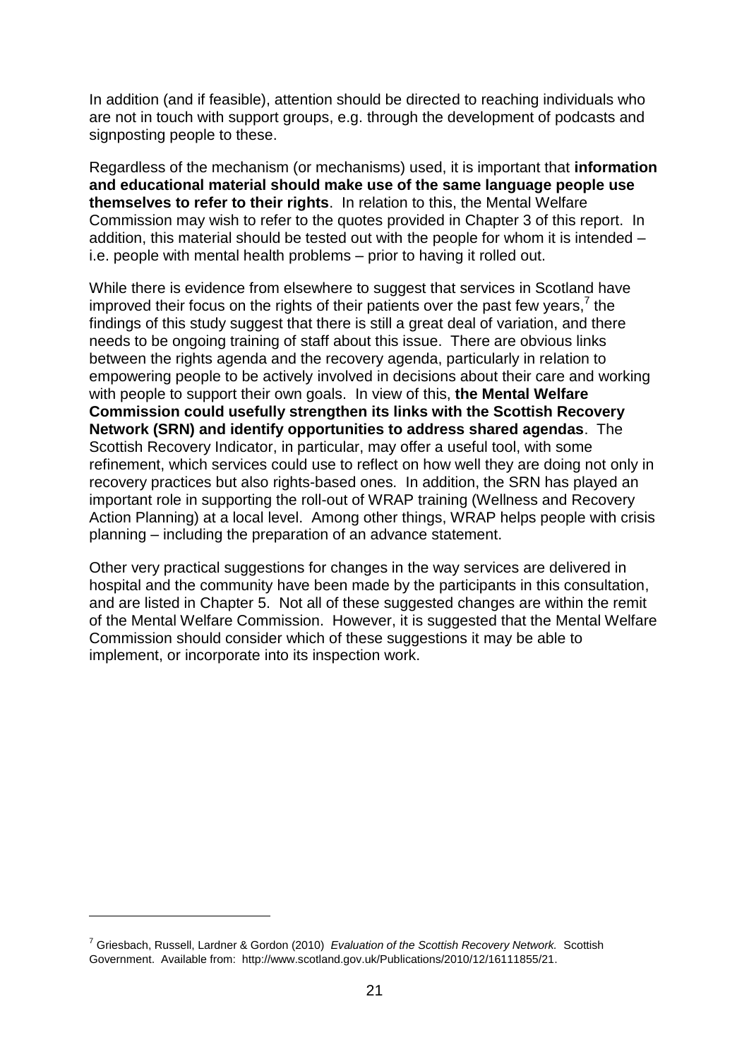In addition (and if feasible), attention should be directed to reaching individuals who are not in touch with support groups, e.g. through the development of podcasts and signposting people to these.

Regardless of the mechanism (or mechanisms) used, it is important that **information and educational material should make use of the same language people use themselves to refer to their rights**. In relation to this, the Mental Welfare Commission may wish to refer to the quotes provided in Chapter 3 of this report. In addition, this material should be tested out with the people for whom it is intended – i.e. people with mental health problems – prior to having it rolled out.

While there is evidence from elsewhere to suggest that services in Scotland have improved their focus on the rights of their patients over the past few years,[7] the findings of this study suggest that there is still a great deal of variation, and there needs to be ongoing training of staff about this issue. There are obvious links between the rights agenda and the recovery agenda, particularly in relation to empowering people to be actively involved in decisions about their care and working with people to support their own goals. In view of this, **the Mental Welfare Commission could usefully strengthen its links with the Scottish Recovery Network (SRN) and identify opportunities to address shared agendas**. The Scottish Recovery Indicator, in particular, may offer a useful tool, with some refinement, which services could use to reflect on how well they are doing not only in recovery practices but also rights-based ones. In addition, the SRN has played an important role in supporting the roll-out of WRAP training (Wellness and Recovery Action Planning) at a local level. Among other things, WRAP helps people with crisis planning – including the preparation of an advance statement.

Other very practical suggestions for changes in the way services are delivered in hospital and the community have been made by the participants in this consultation, and are listed in Chapter 5. Not all of these suggested changes are within the remit of the Mental Welfare Commission. However, it is suggested that the Mental Welfare Commission should consider which of these suggestions it may be able to implement, or incorporate into its inspection work.

---

[7] Griesbach, Russell, Lardner & Gordon (2010) *Evaluation of the Scottish Recovery Network.* Scottish Government. Available from: http://www.scotland.gov.uk/Publications/2010/12/16111855/21.